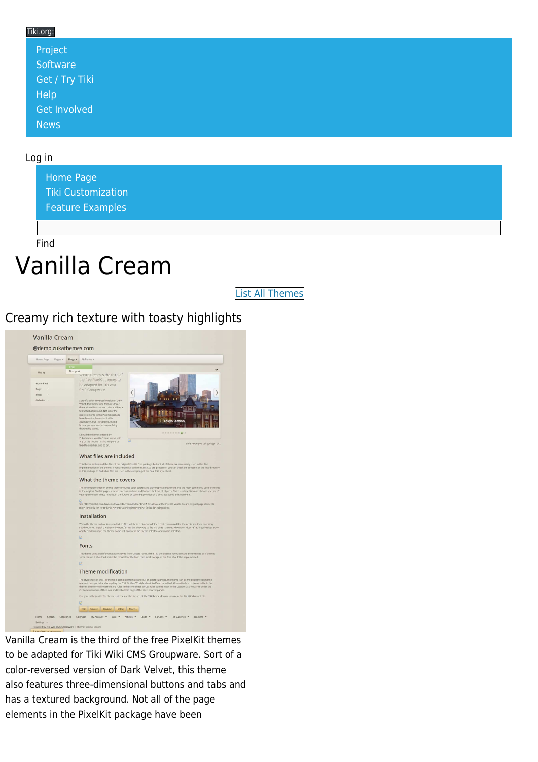Tiki.org:

- Project
- Software
- Get / Try Tiki
- Help
- Get Involved
- News

Log in

- Home Page
- Tiki Customization
- Feature Examples

Find

# Vanilla Cream

List All Themes

## Creamy rich texture with toasty highlights

Vanilla Cream is the third of the free PixelKit themes to be adapted for Tiki Wiki CMS Groupware. Sort of a color-reversed version of Dark Velvet, this theme also features three-dimensional buttons and tabs and has a textured background. Not all of the page elements in the PixelKit package have been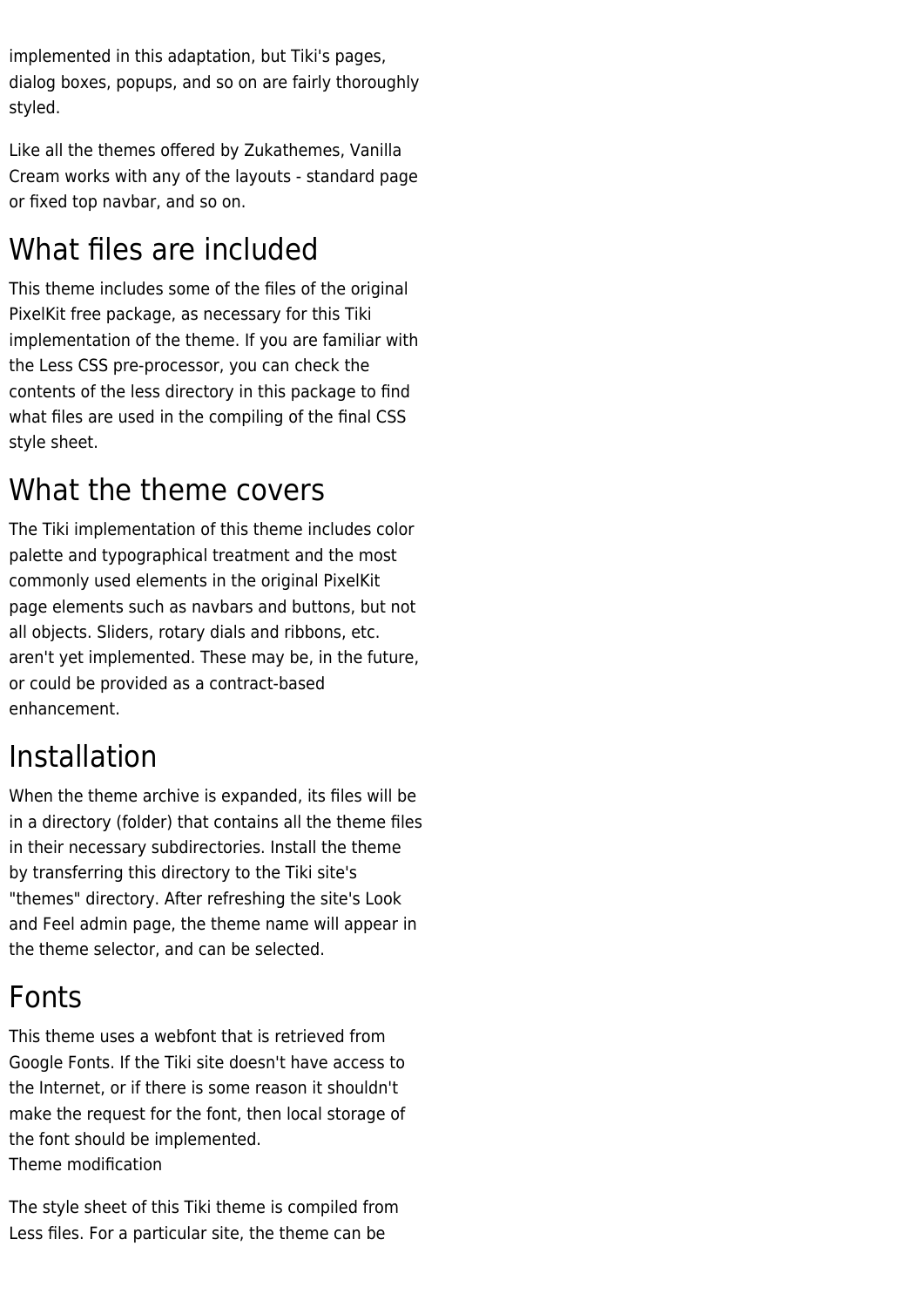implemented in this adaptation, but Tiki's pages, dialog boxes, popups, and so on are fairly thoroughly styled.

Like all the themes offered by Zukathemes, Vanilla Cream works with any of the layouts - standard page or fixed top navbar, and so on.

## What files are included

This theme includes some of the files of the original PixelKit free package, as necessary for this Tiki implementation of the theme. If you are familiar with the Less CSS pre-processor, you can check the contents of the less directory in this package to find what files are used in the compiling of the final CSS style sheet.

## What the theme covers

The Tiki implementation of this theme includes color palette and typographical treatment and the most commonly used elements in the original PixelKit page elements such as navbars and buttons, but not all objects. Sliders, rotary dials and ribbons, etc. aren't yet implemented. These may be, in the future, or could be provided as a contract-based enhancement.

## Installation

When the theme archive is expanded, its files will be in a directory (folder) that contains all the theme files in their necessary subdirectories. Install the theme by transferring this directory to the Tiki site's "themes" directory. After refreshing the site's Look and Feel admin page, the theme name will appear in the theme selector, and can be selected.

## Fonts

This theme uses a webfont that is retrieved from Google Fonts. If the Tiki site doesn't have access to the Internet, or if there is some reason it shouldn't make the request for the font, then local storage of the font should be implemented.
Theme modification

The style sheet of this Tiki theme is compiled from Less files. For a particular site, the theme can be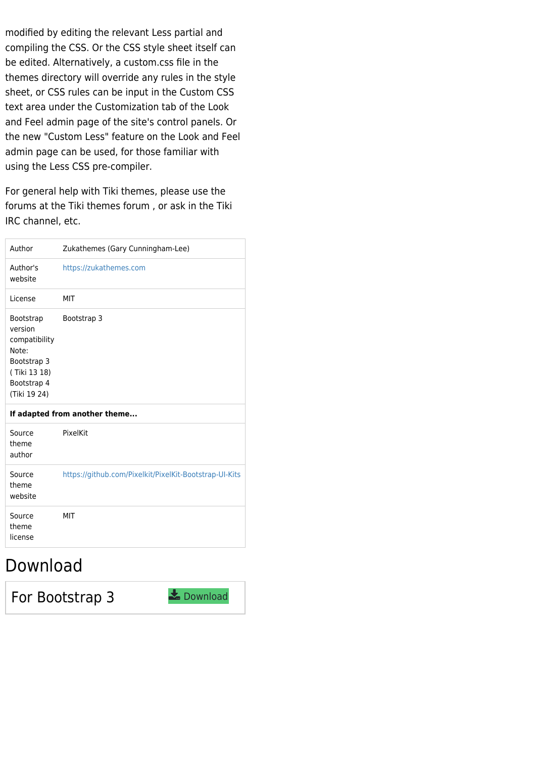modified by editing the relevant Less partial and compiling the CSS. Or the CSS style sheet itself can be edited. Alternatively, a custom.css file in the themes directory will override any rules in the style sheet, or CSS rules can be input in the Custom CSS text area under the Customization tab of the Look and Feel admin page of the site's control panels. Or the new "Custom Less" feature on the Look and Feel admin page can be used, for those familiar with using the Less CSS pre-compiler.

For general help with Tiki themes, please use the forums at the Tiki themes forum , or ask in the Tiki IRC channel, etc.

| | |
|---|---|
| Author | Zukathemes (Gary Cunningham-Lee) |
| Author's website | https://zukathemes.com |
| License | MIT |
| Bootstrap version compatibility Note: Bootstrap 3 ( Tiki 13 18) Bootstrap 4 (Tiki 19 24) | Bootstrap 3 |
| **If adapted from another theme...** | |
| Source theme author | PixelKit |
| Source theme website | https://github.com/Pixelkit/PixelKit-Bootstrap-UI-Kits |
| Source theme license | MIT |

# Download

| | |
|---|---|
| For Bootstrap 3 | Download |